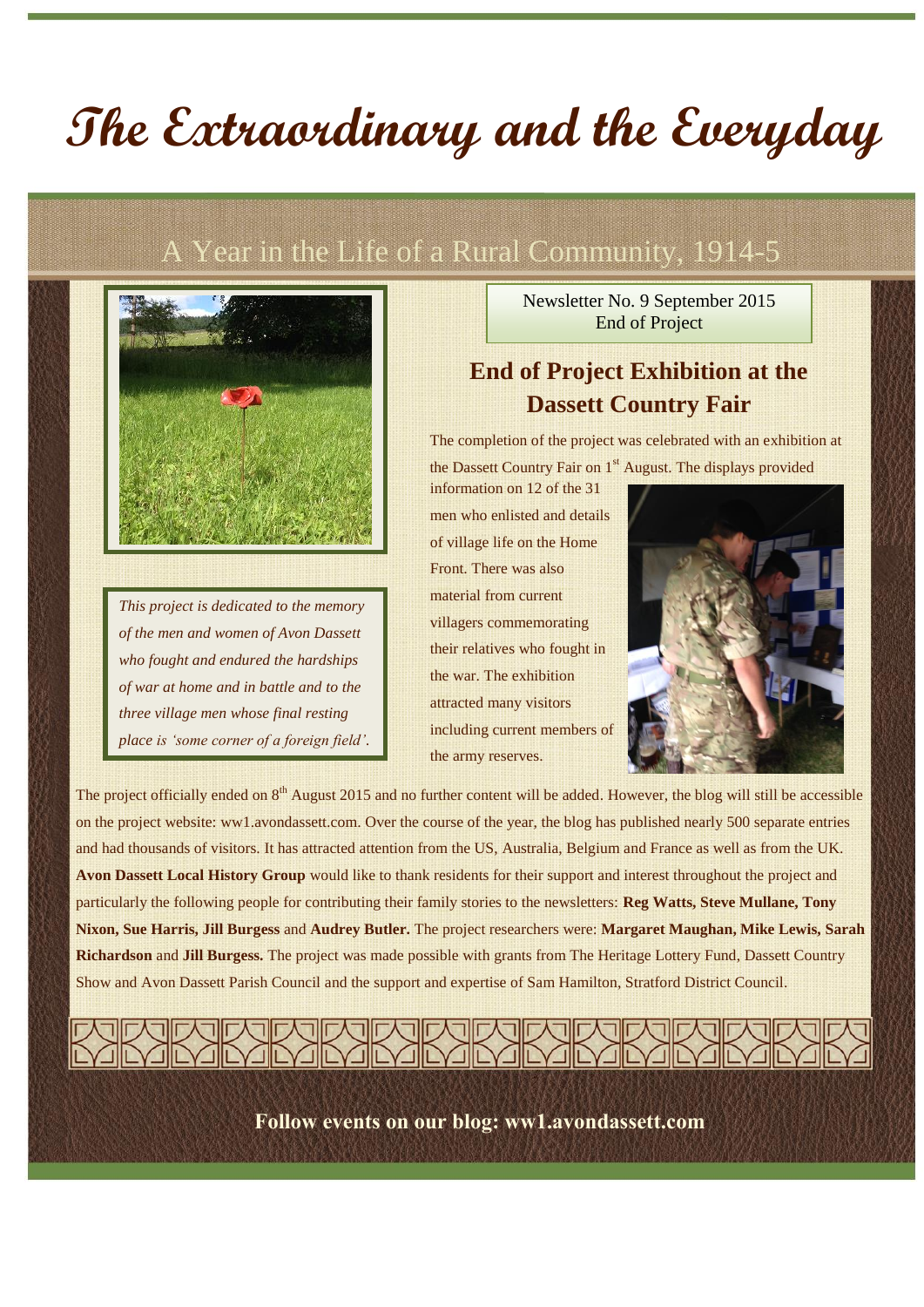# The Extraordinary and the Everyday

## A Year in the Life of a Rural Community, 1914-5

*This project is dedicated to the memory of the men and women of Avon Dassett who fought and endured the hardships of war at home and in battle and to the three village men whose final resting place is 'some corner of a foreign field'.*

Newsletter No. 9 September 2015
End of Project

### End of Project Exhibition at the Dassett Country Fair

The completion of the project was celebrated with an exhibition at the Dassett Country Fair on 1st August. The displays provided information on 12 of the 31 men who enlisted and details of village life on the Home Front. There was also material from current villagers commemorating their relatives who fought in the war. The exhibition attracted many visitors including current members of the army reserves.

The project officially ended on 8th August 2015 and no further content will be added. However, the blog will still be accessible on the project website: ww1.avondassett.com. Over the course of the year, the blog has published nearly 500 separate entries and had thousands of visitors. It has attracted attention from the US, Australia, Belgium and France as well as from the UK. **Avon Dassett Local History Group** would like to thank residents for their support and interest throughout the project and particularly the following people for contributing their family stories to the newsletters: **Reg Watts, Steve Mullane, Tony Nixon, Sue Harris, Jill Burgess** and **Audrey Butler.** The project researchers were: **Margaret Maughan, Mike Lewis, Sarah Richardson** and **Jill Burgess.** The project was made possible with grants from The Heritage Lottery Fund, Dassett Country Show and Avon Dassett Parish Council and the support and expertise of Sam Hamilton, Stratford District Council.

**Follow events on our blog: ww1.avondassett.com**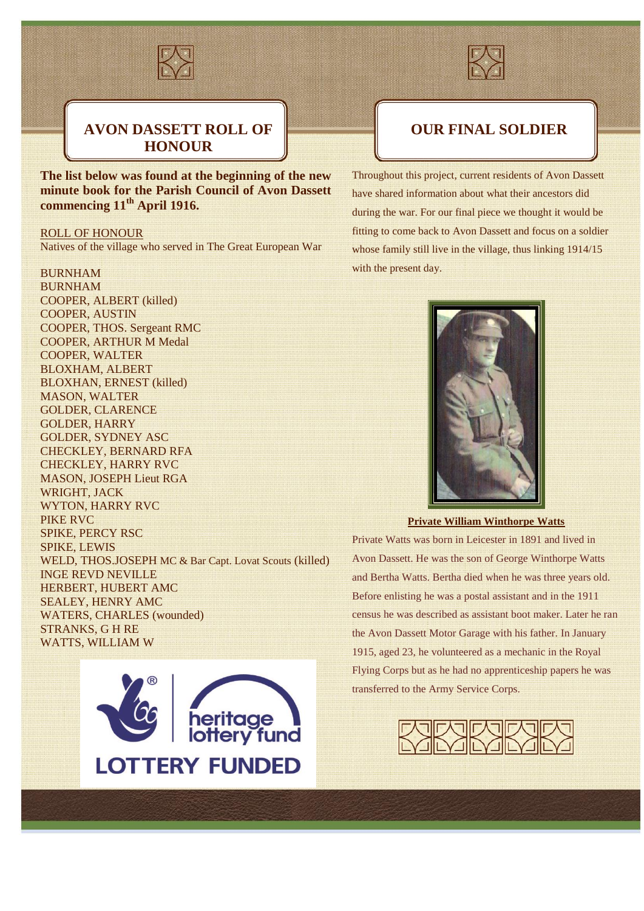## AVON DASSETT ROLL OF HONOUR

**The list below was found at the beginning of the new minute book for the Parish Council of Avon Dassett commencing 11th April 1916.**

ROLL OF HONOUR
Natives of the village who served in The Great European War

BURNHAM
BURNHAM
COOPER, ALBERT (killed)
COOPER, AUSTIN
COOPER, THOS. Sergeant RMC
COOPER, ARTHUR M Medal
COOPER, WALTER
BLOXHAM, ALBERT
BLOXHAN, ERNEST (killed)
MASON, WALTER
GOLDER, CLARENCE
GOLDER, HARRY
GOLDER, SYDNEY ASC
CHECKLEY, BERNARD RFA
CHECKLEY, HARRY RVC
MASON, JOSEPH Lieut RGA
WRIGHT, JACK
WYTON, HARRY RVC
PIKE RVC
SPIKE, PERCY RSC
SPIKE, LEWIS
WELD, THOS.JOSEPH MC & Bar Capt. Lovat Scouts (killed)
INGE REVD NEVILLE
HERBERT, HUBERT AMC
SEALEY, HENRY AMC
WATERS, CHARLES (wounded)
STRANKS, G H RE
WATTS, WILLIAM W

heritage lottery fund
LOTTERY FUNDED

## OUR FINAL SOLDIER

Throughout this project, current residents of Avon Dassett have shared information about what their ancestors did during the war. For our final piece we thought it would be fitting to come back to Avon Dassett and focus on a soldier whose family still live in the village, thus linking 1914/15 with the present day.

**Private William Winthorpe Watts**

Private Watts was born in Leicester in 1891 and lived in Avon Dassett. He was the son of George Winthorpe Watts and Bertha Watts. Bertha died when he was three years old. Before enlisting he was a postal assistant and in the 1911 census he was described as assistant boot maker. Later he ran the Avon Dassett Motor Garage with his father. In January 1915, aged 23, he volunteered as a mechanic in the Royal Flying Corps but as he had no apprenticeship papers he was transferred to the Army Service Corps.